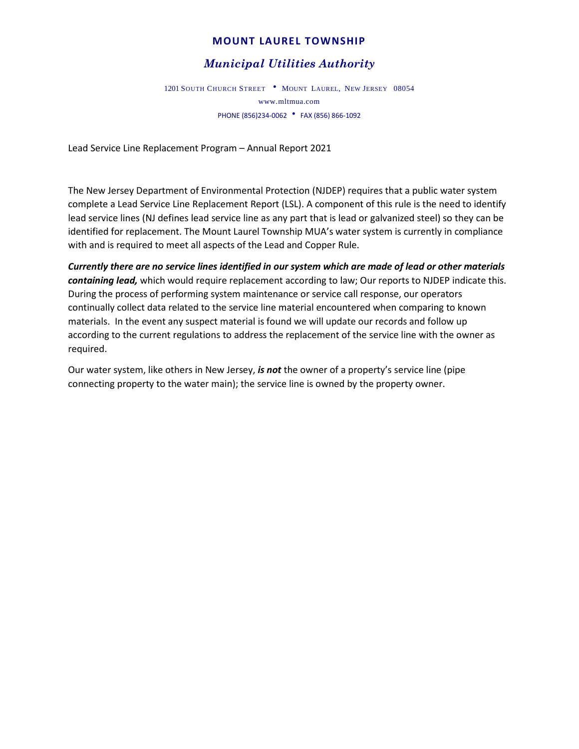# MOUNT LAUREL TOWNSHIP

## *Municipal Utilities Authority*

1201 SOUTH CHURCH STREET • MOUNT LAUREL, NEW JERSEY 08054
www.mltmua.com
PHONE (856)234-0062 • FAX (856) 866-1092

Lead Service Line Replacement Program – Annual Report 2021

The New Jersey Department of Environmental Protection (NJDEP) requires that a public water system complete a Lead Service Line Replacement Report (LSL). A component of this rule is the need to identify lead service lines (NJ defines lead service line as any part that is lead or galvanized steel) so they can be identified for replacement. The Mount Laurel Township MUA's water system is currently in compliance with and is required to meet all aspects of the Lead and Copper Rule.

***Currently there are no service lines identified in our system which are made of lead or other materials containing lead,*** which would require replacement according to law; Our reports to NJDEP indicate this. During the process of performing system maintenance or service call response, our operators continually collect data related to the service line material encountered when comparing to known materials. In the event any suspect material is found we will update our records and follow up according to the current regulations to address the replacement of the service line with the owner as required.

Our water system, like others in New Jersey, ***is not*** the owner of a property's service line (pipe connecting property to the water main); the service line is owned by the property owner.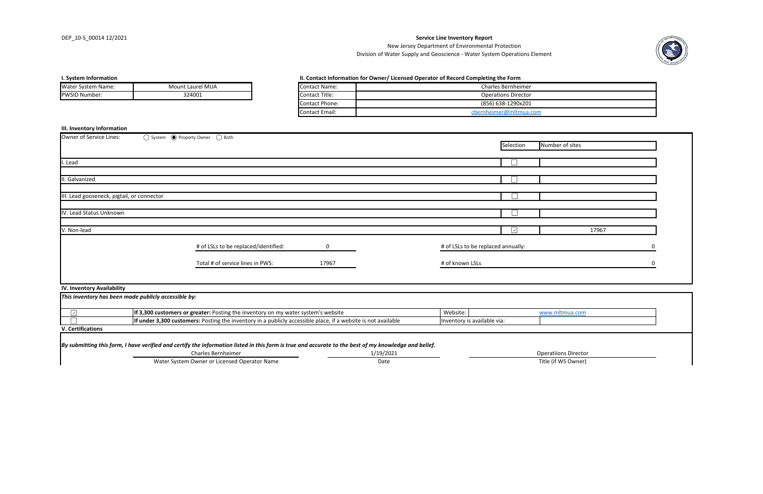DEP_10-S_00014 12/2021

# Service Line Inventory Report

New Jersey Department of Environmental Protection

Division of Water Supply and Geoscience - Water System Operations Element

### I. System Information

| | |
|---|---|
| Water System Name: | Mount Laurel MUA |
| PWSID Number: | 324001 |

### II. Contact Information for Owner/ Licensed Operator of Record Completing the Form

| | |
|---|---|
| Contact Name: | Charles Bernheimer |
| Contact Title: | Operations Director |
| Contact Phone: | (856) 638-1290x201 |
| Contact Email: | cbernheimer@mltmua.com |

### III. Inventory Information

Owner of Service Lines: ◯ System ◉ Property Owner ◯ Both

| | Selection | Number of sites |
|---|---|---|
| I. Lead | ☐ | |
| II. Galvanized | ☐ | |
| III. Lead gooseneck, pigtail, or connector | ☐ | |
| IV. Lead Status Unknown | ☐ | |
| V. Non-lead | ☑ | 17967 |

| | | | |
|---|---|---|---|
| # of LSLs to be replaced/identified: | 0 | # of LSLs to be replaced annually: | 0 |
| Total # of service lines in PWS: | 17967 | # of known LSLs | 0 |

### IV. Inventory Availability

***This inventory has been made publicly accessible by:***

| | | | |
|---|---|---|---|
| ☑ | **If 3,300 customers or greater:** Posting the inventory on my water system's website | Website: | www.mltmua.com |
| ☐ | **If under 3,300 customers:** Posting the inventory in a publicly accessible place, if a website is not available | Inventory is available via: | |

### V. Certifications

***By submitting this form, I have verified and certify the information listed in this form is true and accurate to the best of my knowledge and belief.***

| Water System Owner or Licensed Operator Name | Date | Title (if WS Owner) |
|---|---|---|
| Charles Bernheimer | 1/19/2021 | Operatiions Director |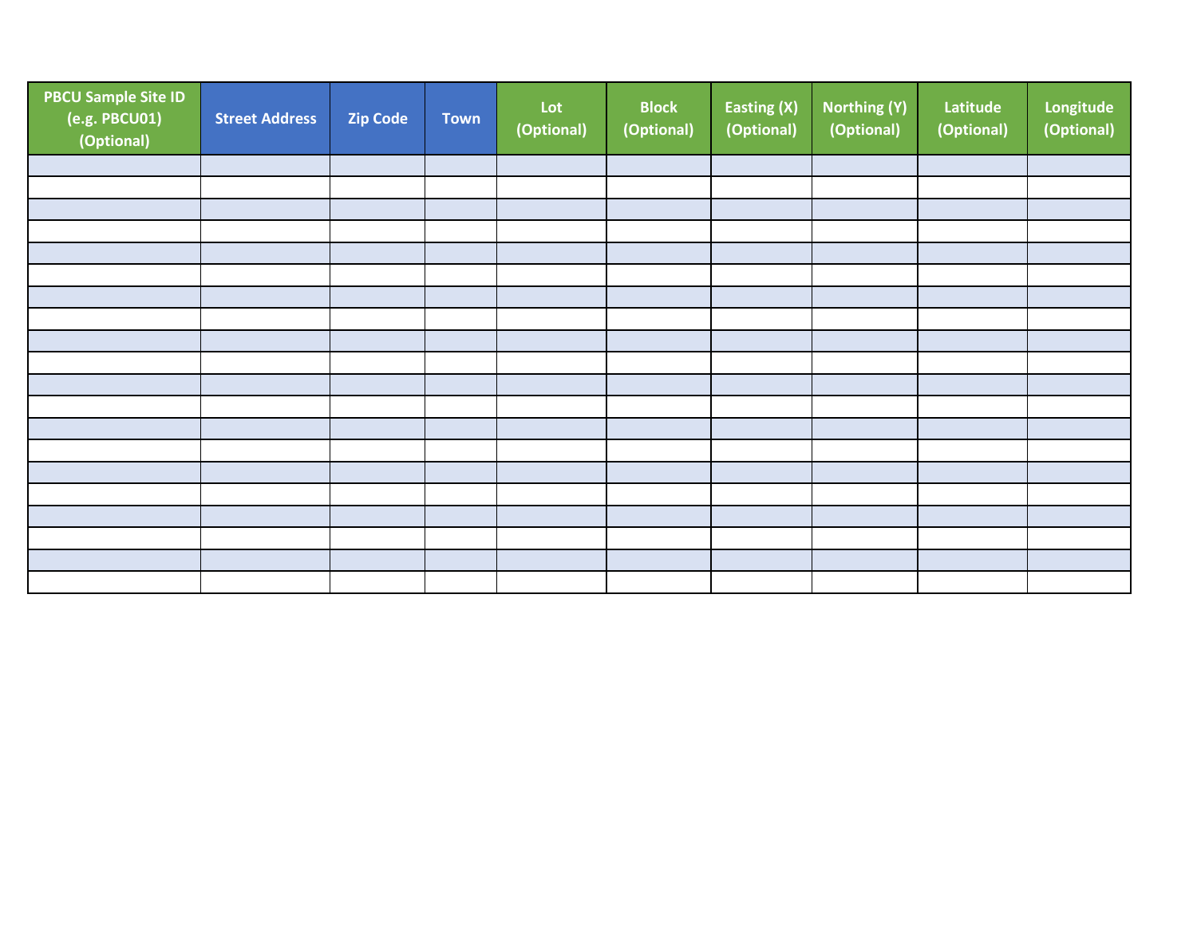| PBCU Sample Site ID (e.g. PBCU01) (Optional) | Street Address | Zip Code | Town | Lot (Optional) | Block (Optional) | Easting (X) (Optional) | Northing (Y) (Optional) | Latitude (Optional) | Longitude (Optional) |
|---|---|---|---|---|---|---|---|---|---|
| | | | | | | | | | |
| | | | | | | | | | |
| | | | | | | | | | |
| | | | | | | | | | |
| | | | | | | | | | |
| | | | | | | | | | |
| | | | | | | | | | |
| | | | | | | | | | |
| | | | | | | | | | |
| | | | | | | | | | |
| | | | | | | | | | |
| | | | | | | | | | |
| | | | | | | | | | |
| | | | | | | | | | |
| | | | | | | | | | |
| | | | | | | | | | |
| | | | | | | | | | |
| | | | | | | | | | |
| | | | | | | | | | |
| | | | | | | | | | |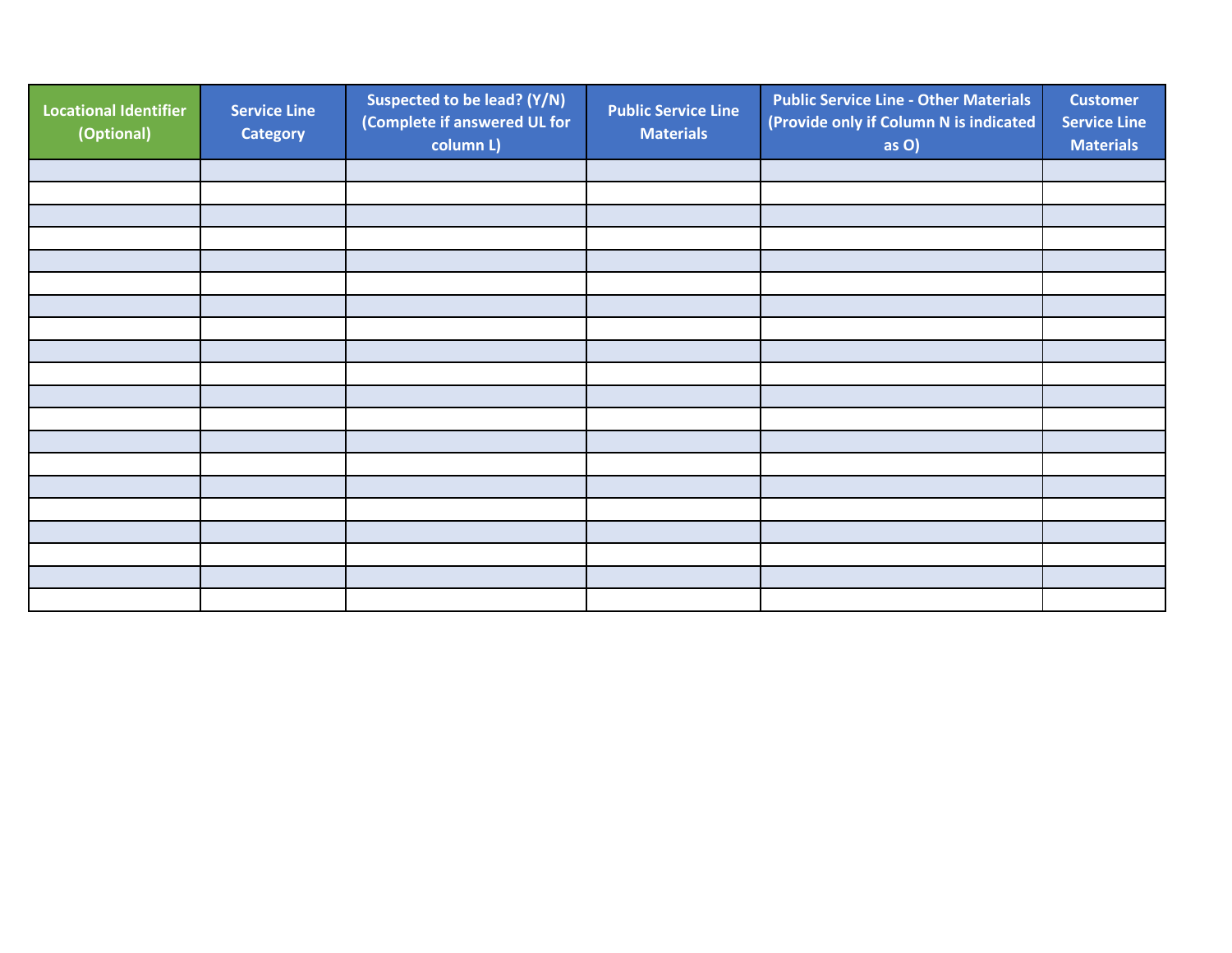| Locational Identifier (Optional) | Service Line Category | Suspected to be lead? (Y/N) (Complete if answered UL for column L) | Public Service Line Materials | Public Service Line - Other Materials (Provide only if Column N is indicated as O) | Customer Service Line Materials |
|---|---|---|---|---|---|
| | | | | | |
| | | | | | |
| | | | | | |
| | | | | | |
| | | | | | |
| | | | | | |
| | | | | | |
| | | | | | |
| | | | | | |
| | | | | | |
| | | | | | |
| | | | | | |
| | | | | | |
| | | | | | |
| | | | | | |
| | | | | | |
| | | | | | |
| | | | | | |
| | | | | | |
| | | | | | |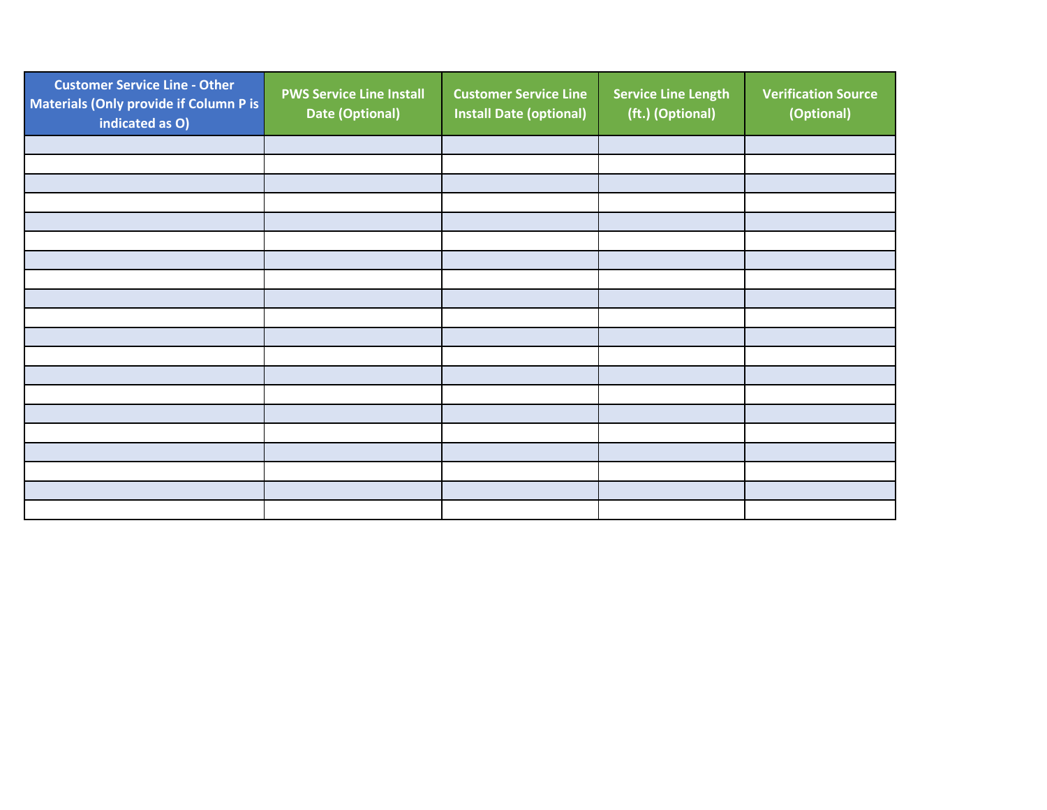| Customer Service Line - Other Materials (Only provide if Column P is indicated as O) | PWS Service Line Install Date (Optional) | Customer Service Line Install Date (optional) | Service Line Length (ft.) (Optional) | Verification Source (Optional) |
| --- | --- | --- | --- | --- |
| | | | | |
| | | | | |
| | | | | |
| | | | | |
| | | | | |
| | | | | |
| | | | | |
| | | | | |
| | | | | |
| | | | | |
| | | | | |
| | | | | |
| | | | | |
| | | | | |
| | | | | |
| | | | | |
| | | | | |
| | | | | |
| | | | | |
| | | | | |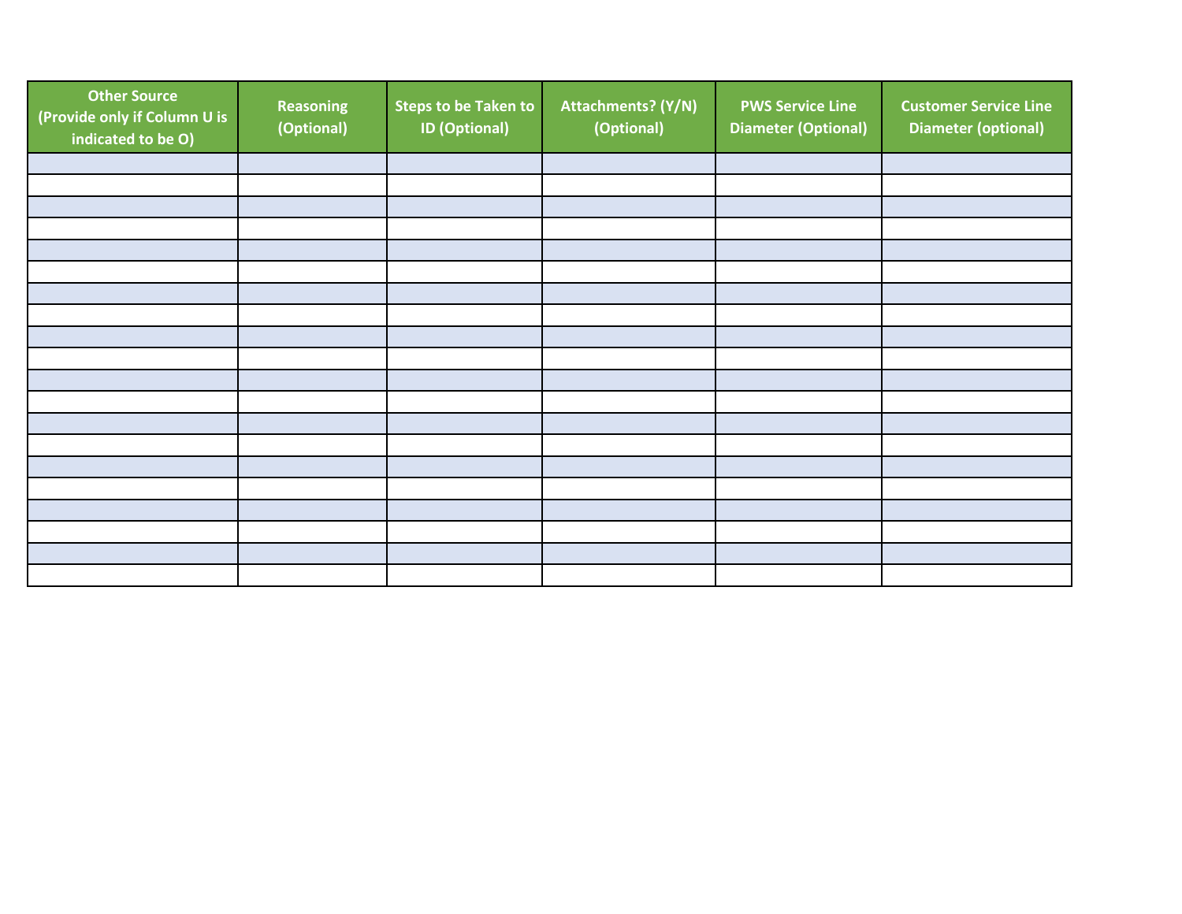| Other Source (Provide only if Column U is indicated to be O) | Reasoning (Optional) | Steps to be Taken to ID (Optional) | Attachments? (Y/N) (Optional) | PWS Service Line Diameter (Optional) | Customer Service Line Diameter (optional) |
|---|---|---|---|---|---|
| | | | | | |
| | | | | | |
| | | | | | |
| | | | | | |
| | | | | | |
| | | | | | |
| | | | | | |
| | | | | | |
| | | | | | |
| | | | | | |
| | | | | | |
| | | | | | |
| | | | | | |
| | | | | | |
| | | | | | |
| | | | | | |
| | | | | | |
| | | | | | |
| | | | | | |
| | | | | | |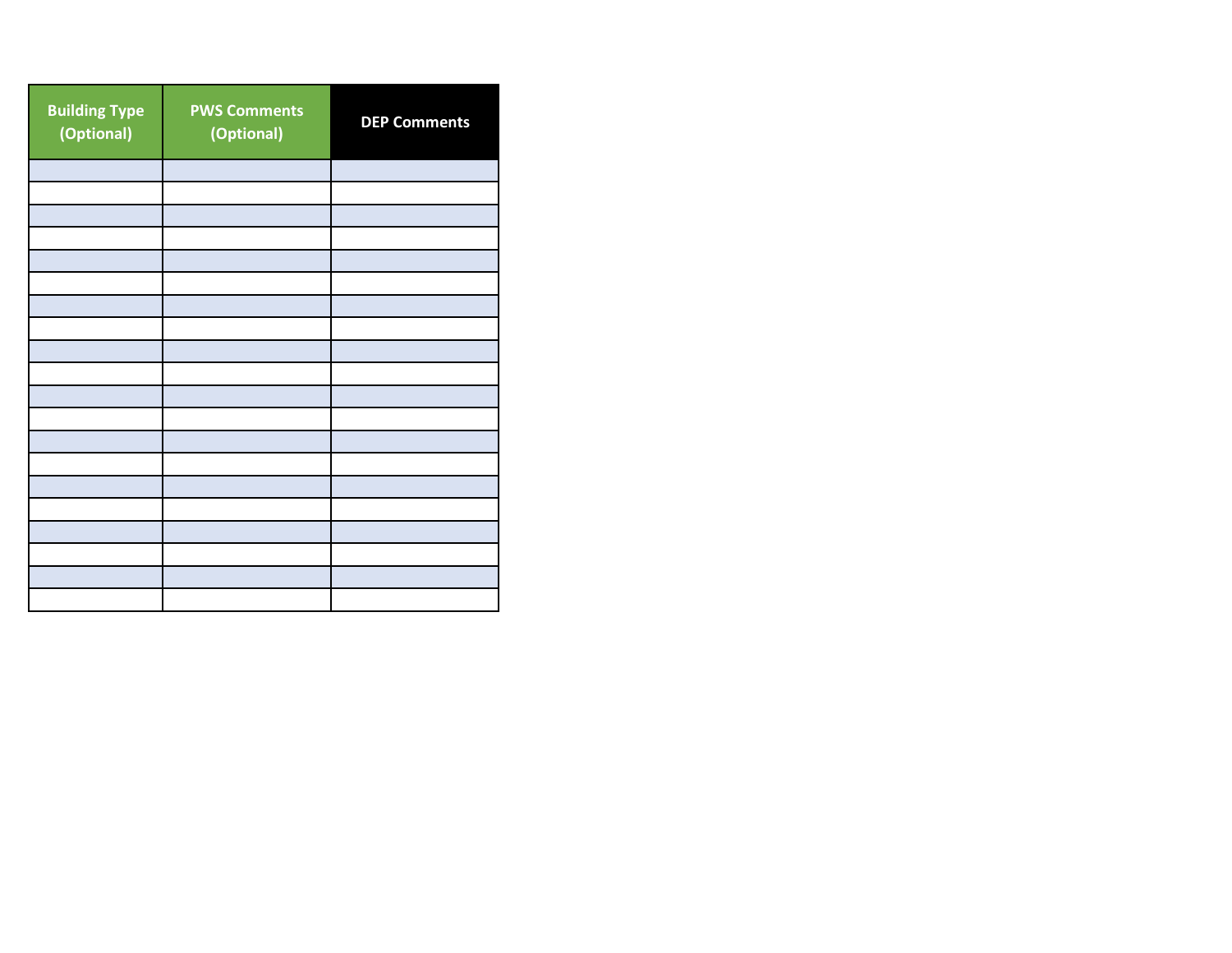| Building Type (Optional) | PWS Comments (Optional) | DEP Comments |
| --- | --- | --- |
| | | |
| | | |
| | | |
| | | |
| | | |
| | | |
| | | |
| | | |
| | | |
| | | |
| | | |
| | | |
| | | |
| | | |
| | | |
| | | |
| | | |
| | | |
| | | |
| | | |